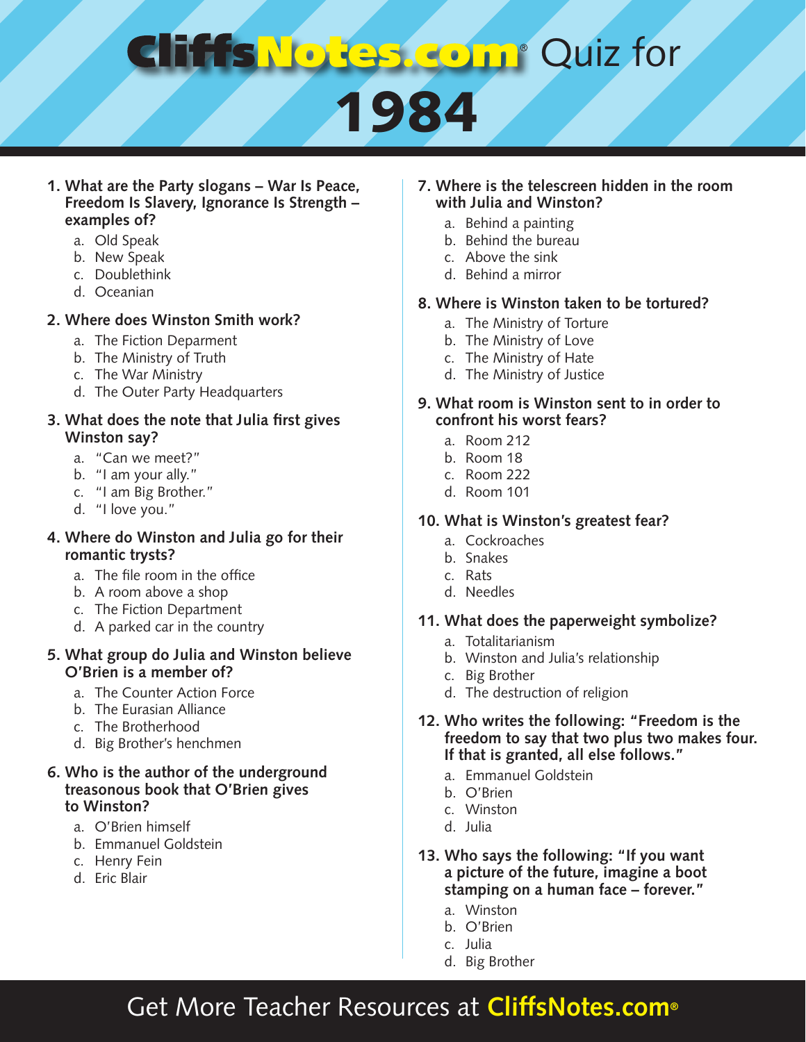# CliffsNotes.com® Quiz for 1984

**1. What are the Party slogans – War Is Peace, Freedom Is Slavery, Ignorance Is Strength – examples of?**

a. Old Speak
b. New Speak
c. Doublethink
d. Oceanian

**2. Where does Winston Smith work?**

a. The Fiction Deparment
b. The Ministry of Truth
c. The War Ministry
d. The Outer Party Headquarters

**3. What does the note that Julia first gives Winston say?**

a. "Can we meet?"
b. "I am your ally."
c. "I am Big Brother."
d. "I love you."

**4. Where do Winston and Julia go for their romantic trysts?**

a. The file room in the office
b. A room above a shop
c. The Fiction Department
d. A parked car in the country

**5. What group do Julia and Winston believe O'Brien is a member of?**

a. The Counter Action Force
b. The Eurasian Alliance
c. The Brotherhood
d. Big Brother's henchmen

**6. Who is the author of the underground treasonous book that O'Brien gives to Winston?**

a. O'Brien himself
b. Emmanuel Goldstein
c. Henry Fein
d. Eric Blair

**7. Where is the telescreen hidden in the room with Julia and Winston?**

a. Behind a painting
b. Behind the bureau
c. Above the sink
d. Behind a mirror

**8. Where is Winston taken to be tortured?**

a. The Ministry of Torture
b. The Ministry of Love
c. The Ministry of Hate
d. The Ministry of Justice

**9. What room is Winston sent to in order to confront his worst fears?**

a. Room 212
b. Room 18
c. Room 222
d. Room 101

**10. What is Winston's greatest fear?**

a. Cockroaches
b. Snakes
c. Rats
d. Needles

**11. What does the paperweight symbolize?**

a. Totalitarianism
b. Winston and Julia's relationship
c. Big Brother
d. The destruction of religion

**12. Who writes the following: "Freedom is the freedom to say that two plus two makes four. If that is granted, all else follows."**

a. Emmanuel Goldstein
b. O'Brien
c. Winston
d. Julia

**13. Who says the following: "If you want a picture of the future, imagine a boot stamping on a human face – forever."**

a. Winston
b. O'Brien
c. Julia
d. Big Brother

Get More Teacher Resources at **CliffsNotes.com®**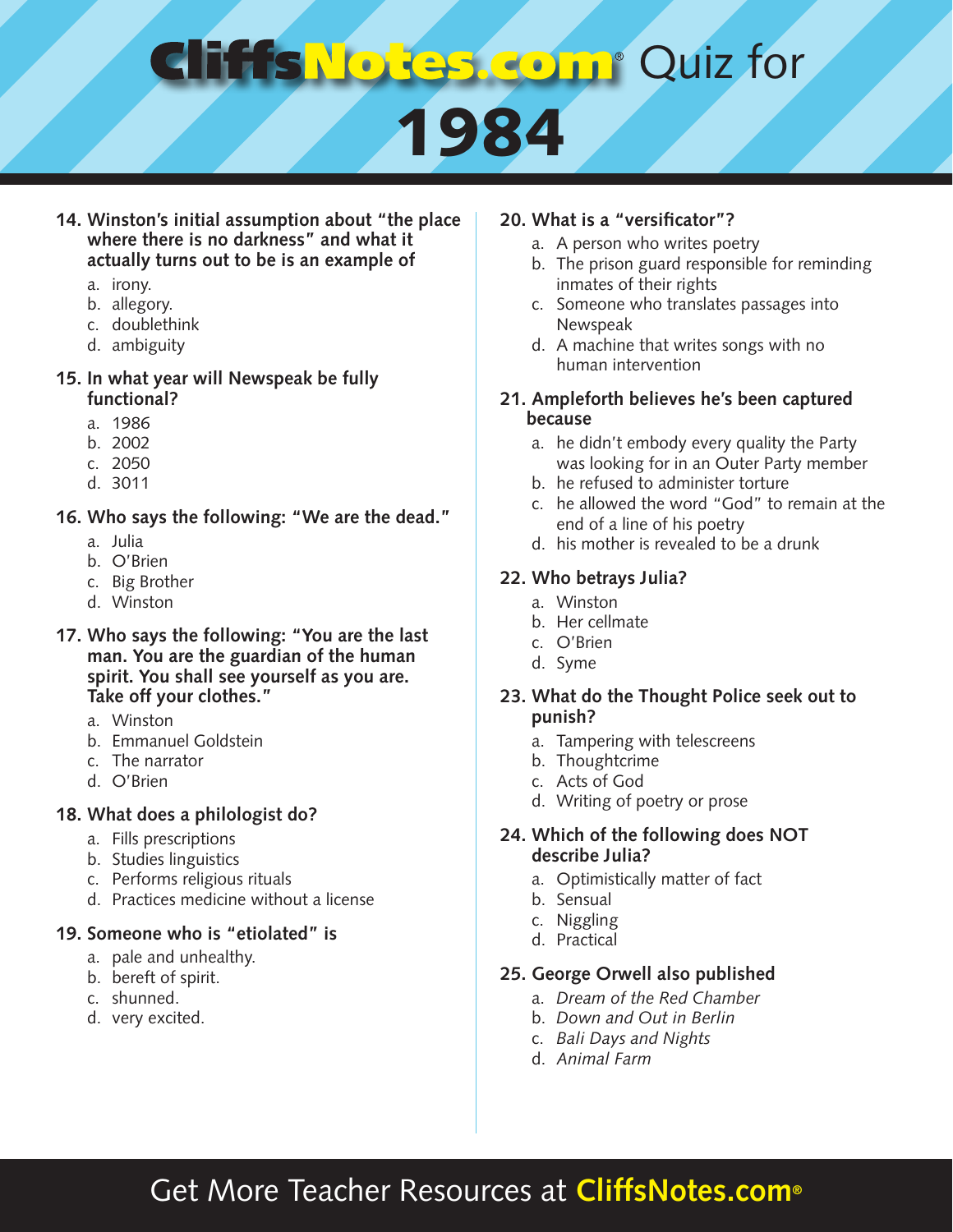# CliffsNotes.com® Quiz for 1984

**14. Winston's initial assumption about "the place where there is no darkness" and what it actually turns out to be is an example of**

a. irony.
b. allegory.
c. doublethink
d. ambiguity

**15. In what year will Newspeak be fully functional?**

a. 1986
b. 2002
c. 2050
d. 3011

**16. Who says the following: "We are the dead."**

a. Julia
b. O'Brien
c. Big Brother
d. Winston

**17. Who says the following: "You are the last man. You are the guardian of the human spirit. You shall see yourself as you are. Take off your clothes."**

a. Winston
b. Emmanuel Goldstein
c. The narrator
d. O'Brien

**18. What does a philologist do?**

a. Fills prescriptions
b. Studies linguistics
c. Performs religious rituals
d. Practices medicine without a license

**19. Someone who is "etiolated" is**

a. pale and unhealthy.
b. bereft of spirit.
c. shunned.
d. very excited.

**20. What is a "versificator"?**

a. A person who writes poetry
b. The prison guard responsible for reminding inmates of their rights
c. Someone who translates passages into Newspeak
d. A machine that writes songs with no human intervention

**21. Ampleforth believes he's been captured because**

a. he didn't embody every quality the Party was looking for in an Outer Party member
b. he refused to administer torture
c. he allowed the word "God" to remain at the end of a line of his poetry
d. his mother is revealed to be a drunk

**22. Who betrays Julia?**

a. Winston
b. Her cellmate
c. O'Brien
d. Syme

**23. What do the Thought Police seek out to punish?**

a. Tampering with telescreens
b. Thoughtcrime
c. Acts of God
d. Writing of poetry or prose

**24. Which of the following does NOT describe Julia?**

a. Optimistically matter of fact
b. Sensual
c. Niggling
d. Practical

**25. George Orwell also published**

a. *Dream of the Red Chamber*
b. *Down and Out in Berlin*
c. *Bali Days and Nights*
d. *Animal Farm*

Get More Teacher Resources at **CliffsNotes.com®**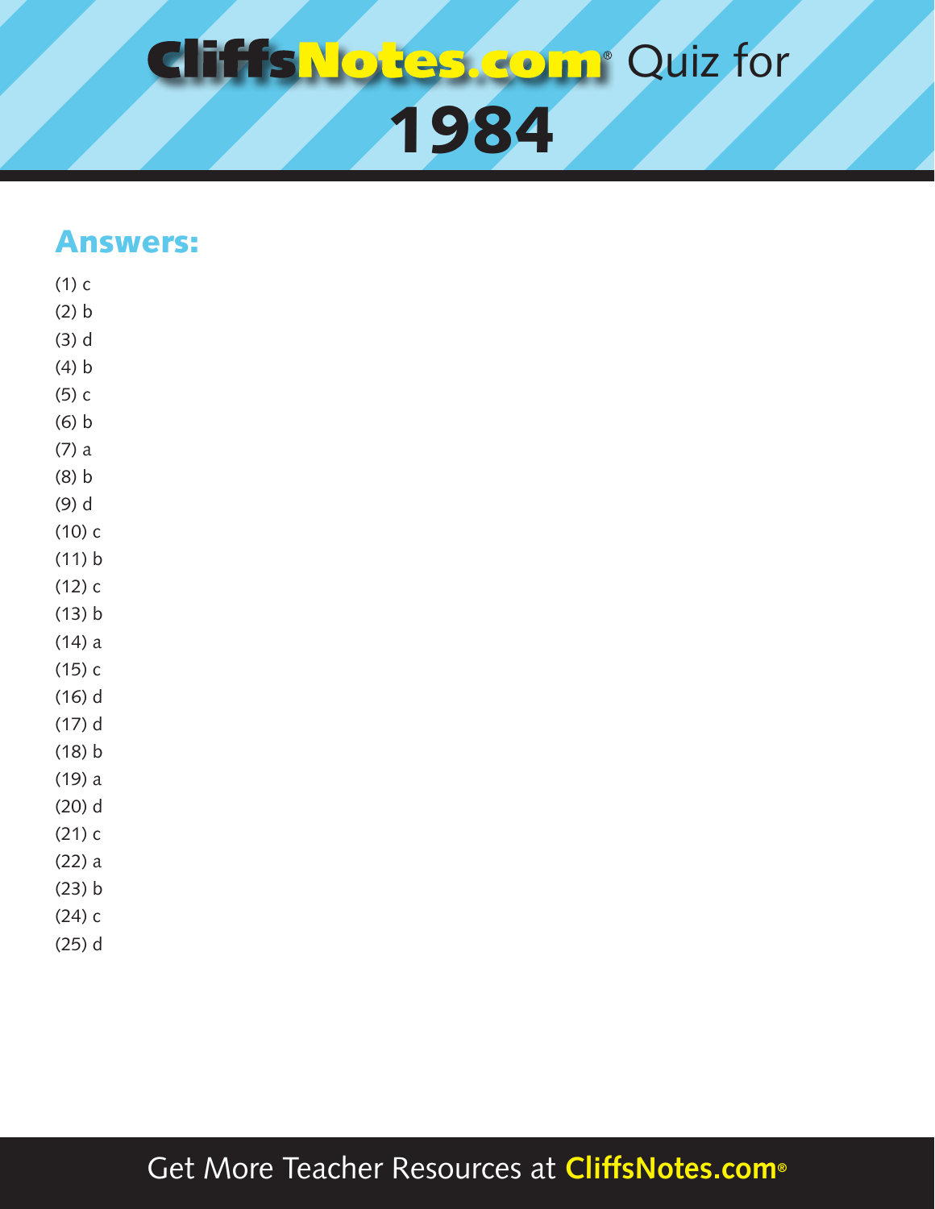# CliffsNotes.com® Quiz for 1984

## Answers:

(1) c
(2) b
(3) d
(4) b
(5) c
(6) b
(7) a
(8) b
(9) d
(10) c
(11) b
(12) c
(13) b
(14) a
(15) c
(16) d
(17) d
(18) b
(19) a
(20) d
(21) c
(22) a
(23) b
(24) c
(25) d

Get More Teacher Resources at **CliffsNotes.com®**